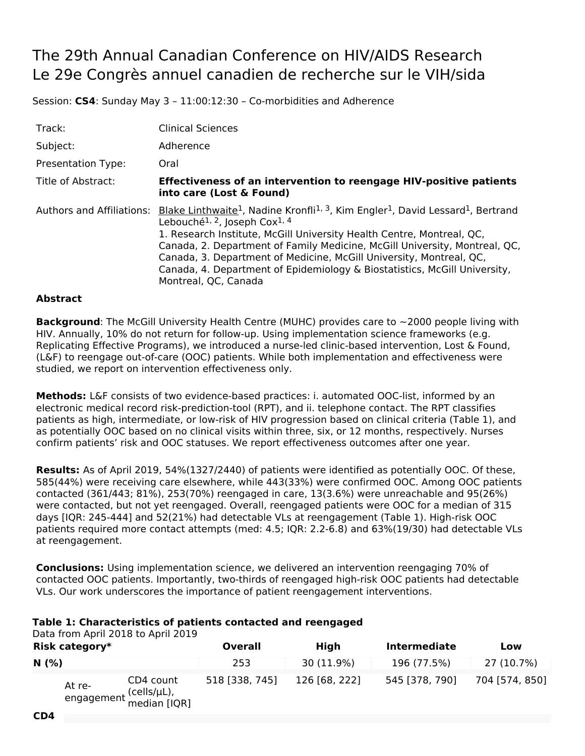# The 29th Annual Canadian Conference on HIV/AIDS Research
# Le 29e Congrès annuel canadien de recherche sur le VIH/sida

Session: **CS4**: Sunday May 3 – 11:00:12:30 – Co-morbidities and Adherence

| | |
|---|---|
| Track: | Clinical Sciences |
| Subject: | Adherence |
| Presentation Type: | Oral |
| Title of Abstract: | **Effectiveness of an intervention to reengage HIV-positive patients into care (Lost & Found)** |
| Authors and Affiliations: | Blake Linthwaite[1], Nadine Kronfli[1, 3], Kim Engler[1], David Lessard[1], Bertrand Lebouché[1, 2], Joseph Cox[1, 4]<br>1. Research Institute, McGill University Health Centre, Montreal, QC, Canada, 2. Department of Family Medicine, McGill University, Montreal, QC, Canada, 3. Department of Medicine, McGill University, Montreal, QC, Canada, 4. Department of Epidemiology & Biostatistics, McGill University, Montreal, QC, Canada |

**Abstract**

**Background**: The McGill University Health Centre (MUHC) provides care to ~2000 people living with HIV. Annually, 10% do not return for follow-up. Using implementation science frameworks (e.g. Replicating Effective Programs), we introduced a nurse-led clinic-based intervention, Lost & Found, (L&F) to reengage out-of-care (OOC) patients. While both implementation and effectiveness were studied, we report on intervention effectiveness only.

**Methods:** L&F consists of two evidence-based practices: i. automated OOC-list, informed by an electronic medical record risk-prediction-tool (RPT), and ii. telephone contact. The RPT classifies patients as high, intermediate, or low-risk of HIV progression based on clinical criteria (Table 1), and as potentially OOC based on no clinical visits within three, six, or 12 months, respectively. Nurses confirm patients' risk and OOC statuses. We report effectiveness outcomes after one year.

**Results:** As of April 2019, 54%(1327/2440) of patients were identified as potentially OOC. Of these, 585(44%) were receiving care elsewhere, while 443(33%) were confirmed OOC. Among OOC patients contacted (361/443; 81%), 253(70%) reengaged in care, 13(3.6%) were unreachable and 95(26%) were contacted, but not yet reengaged. Overall, reengaged patients were OOC for a median of 315 days [IQR: 245-444] and 52(21%) had detectable VLs at reengagement (Table 1). High-risk OOC patients required more contact attempts (med: 4.5; IQR: 2.2-6.8) and 63%(19/30) had detectable VLs at reengagement.

**Conclusions:** Using implementation science, we delivered an intervention reengaging 70% of contacted OOC patients. Importantly, two-thirds of reengaged high-risk OOC patients had detectable VLs. Our work underscores the importance of patient reengagement interventions.

**Table 1: Characteristics of patients contacted and reengaged**
Data from April 2018 to April 2019

| Risk category* | | | Overall | High | Intermediate | Low |
|---|---|---|---|---|---|---|
| N (%) | | | 253 | 30 (11.9%) | 196 (77.5%) | 27 (10.7%) |
| CD4 | At re-engagement | CD4 count (cells/µL), median [IQR] | 518 [338, 745] | 126 [68, 222] | 545 [378, 790] | 704 [574, 850] |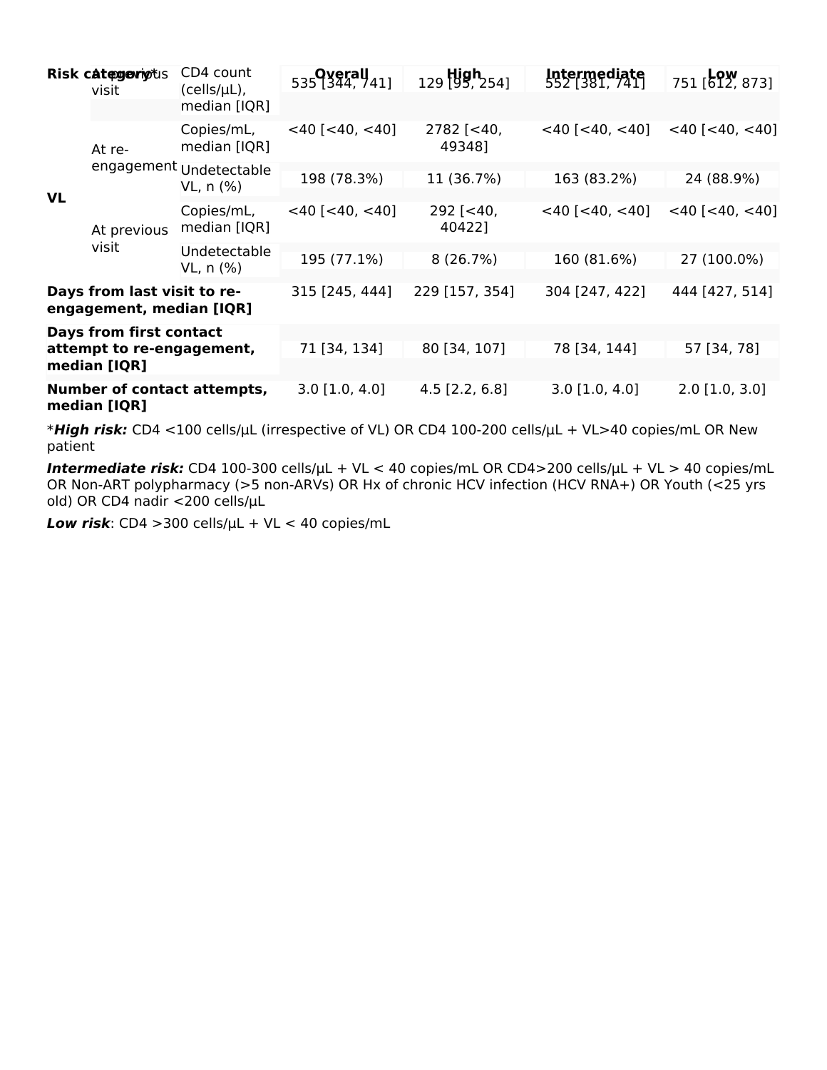| Risk category* | | | Overall | High | Intermediate | Low |
|---|---|---|---|---|---|---|
| | At previous visit | CD4 count (cells/µL), median [IQR] | 535 [344, 741] | 129 [95, 254] | 552 [381, 741] | 751 [612, 873] |
| VL | At re-engagement | Copies/mL, median [IQR] | <40 [<40, <40] | 2782 [<40, 49348] | <40 [<40, <40] | <40 [<40, <40] |
| | | Undetectable VL, n (%) | 198 (78.3%) | 11 (36.7%) | 163 (83.2%) | 24 (88.9%) |
| | At previous visit | Copies/mL, median [IQR] | <40 [<40, <40] | 292 [<40, 40422] | <40 [<40, <40] | <40 [<40, <40] |
| | | Undetectable VL, n (%) | 195 (77.1%) | 8 (26.7%) | 160 (81.6%) | 27 (100.0%) |
| **Days from last visit to re-engagement, median [IQR]** | | | 315 [245, 444] | 229 [157, 354] | 304 [247, 422] | 444 [427, 514] |
| **Days from first contact attempt to re-engagement, median [IQR]** | | | 71 [34, 134] | 80 [34, 107] | 78 [34, 144] | 57 [34, 78] |
| **Number of contact attempts, median [IQR]** | | | 3.0 [1.0, 4.0] | 4.5 [2.2, 6.8] | 3.0 [1.0, 4.0] | 2.0 [1.0, 3.0] |

****High risk:*** CD4 <100 cells/µL (irrespective of VL) OR CD4 100-200 cells/µL + VL>40 copies/mL OR New patient

***Intermediate risk:*** CD4 100-300 cells/µL + VL < 40 copies/mL OR CD4>200 cells/µL + VL > 40 copies/mL OR Non-ART polypharmacy (>5 non-ARVs) OR Hx of chronic HCV infection (HCV RNA+) OR Youth (<25 yrs old) OR CD4 nadir <200 cells/µL

***Low risk***: CD4 >300 cells/µL + VL < 40 copies/mL